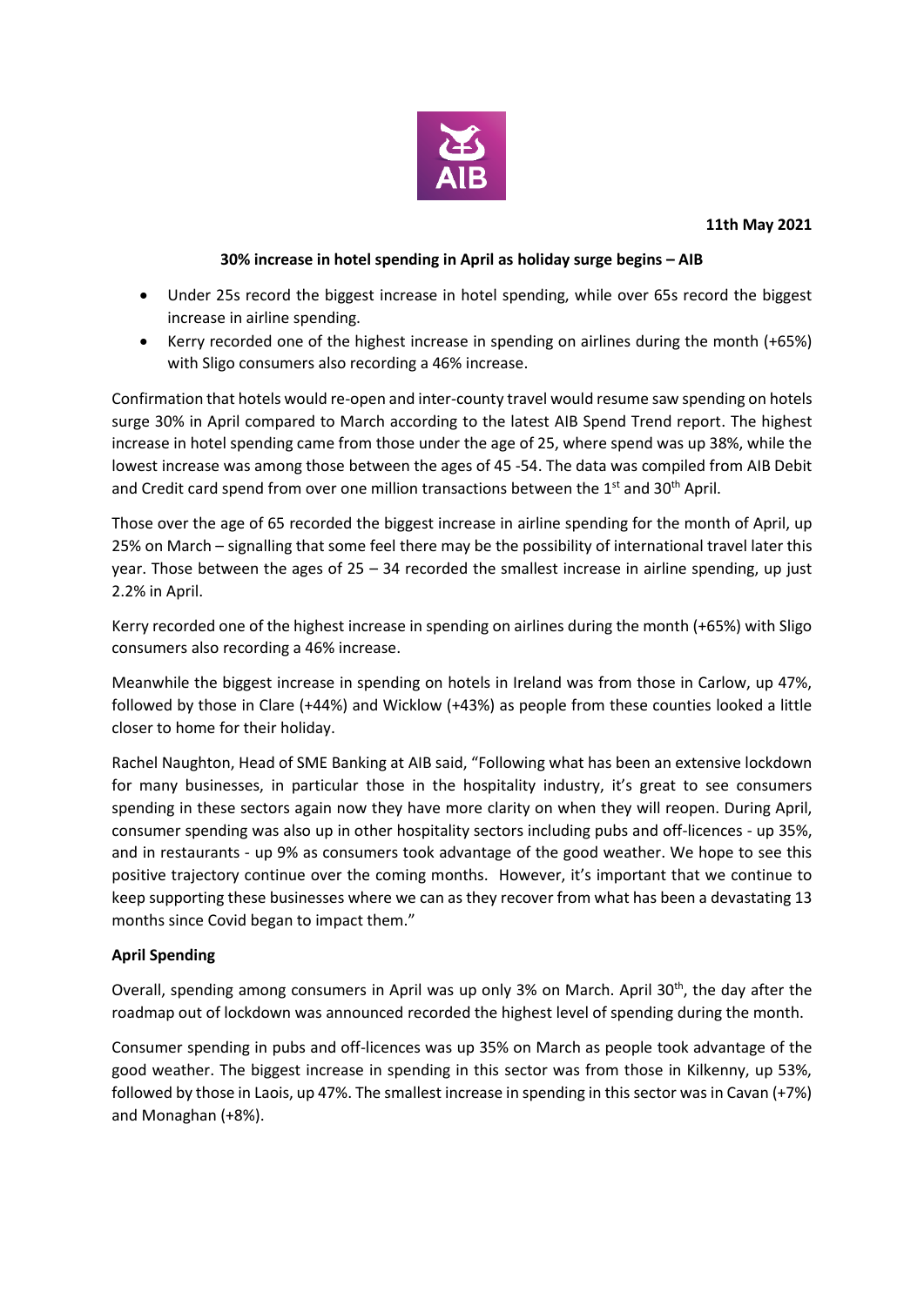**11th May 2021**

**30% increase in hotel spending in April as holiday surge begins – AIB**

- Under 25s record the biggest increase in hotel spending, while over 65s record the biggest increase in airline spending.
- Kerry recorded one of the highest increase in spending on airlines during the month (+65%) with Sligo consumers also recording a 46% increase.

Confirmation that hotels would re-open and inter-county travel would resume saw spending on hotels surge 30% in April compared to March according to the latest AIB Spend Trend report. The highest increase in hotel spending came from those under the age of 25, where spend was up 38%, while the lowest increase was among those between the ages of 45 -54. The data was compiled from AIB Debit and Credit card spend from over one million transactions between the 1st and 30th April.

Those over the age of 65 recorded the biggest increase in airline spending for the month of April, up 25% on March – signalling that some feel there may be the possibility of international travel later this year. Those between the ages of 25 – 34 recorded the smallest increase in airline spending, up just 2.2% in April.

Kerry recorded one of the highest increase in spending on airlines during the month (+65%) with Sligo consumers also recording a 46% increase.

Meanwhile the biggest increase in spending on hotels in Ireland was from those in Carlow, up 47%, followed by those in Clare (+44%) and Wicklow (+43%) as people from these counties looked a little closer to home for their holiday.

Rachel Naughton, Head of SME Banking at AIB said, "Following what has been an extensive lockdown for many businesses, in particular those in the hospitality industry, it's great to see consumers spending in these sectors again now they have more clarity on when they will reopen. During April, consumer spending was also up in other hospitality sectors including pubs and off-licences - up 35%, and in restaurants - up 9% as consumers took advantage of the good weather. We hope to see this positive trajectory continue over the coming months. However, it's important that we continue to keep supporting these businesses where we can as they recover from what has been a devastating 13 months since Covid began to impact them."

**April Spending**

Overall, spending among consumers in April was up only 3% on March. April 30th, the day after the roadmap out of lockdown was announced recorded the highest level of spending during the month.

Consumer spending in pubs and off-licences was up 35% on March as people took advantage of the good weather. The biggest increase in spending in this sector was from those in Kilkenny, up 53%, followed by those in Laois, up 47%. The smallest increase in spending in this sector was in Cavan (+7%) and Monaghan (+8%).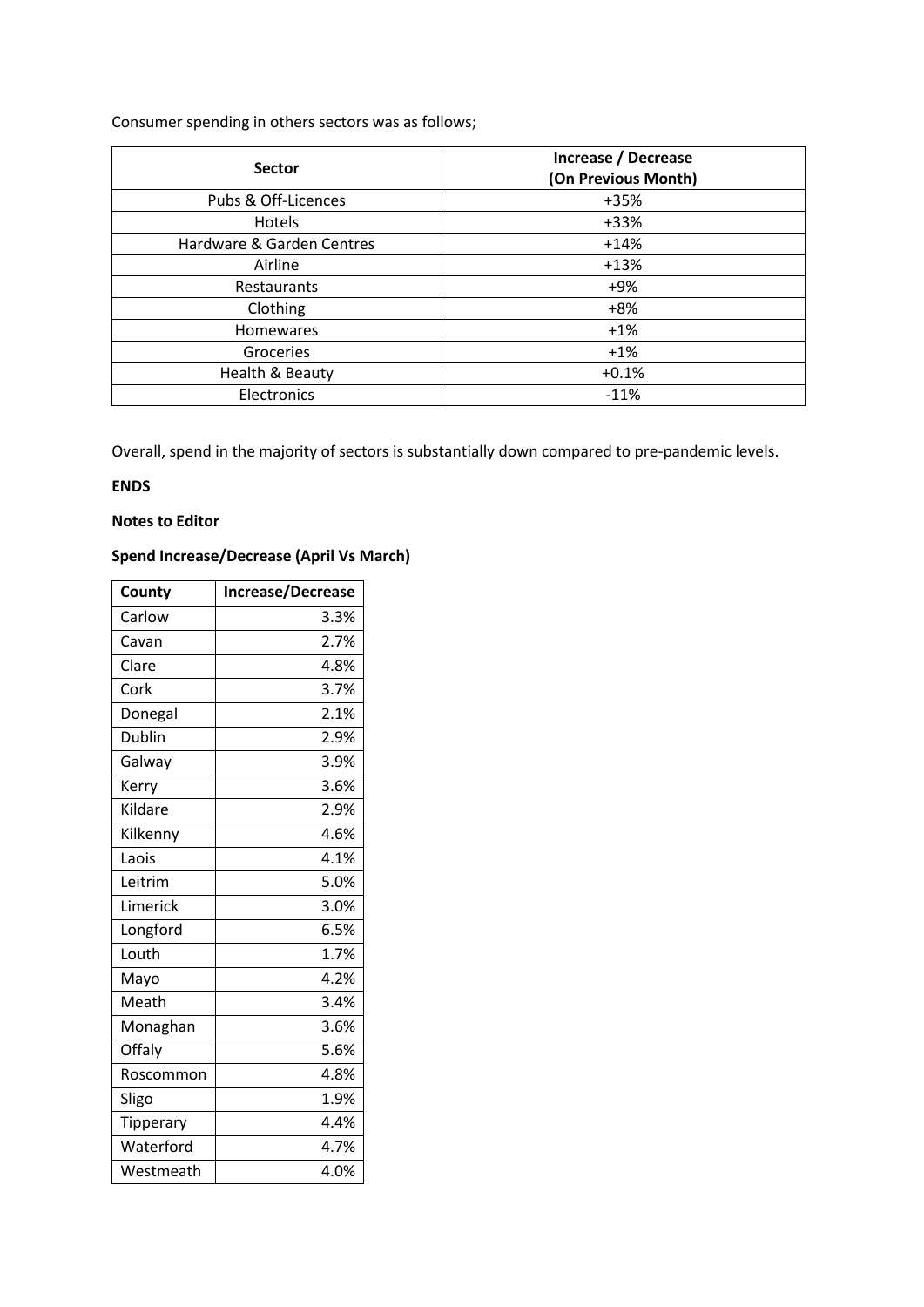Consumer spending in others sectors was as follows;

| Sector | Increase / Decrease (On Previous Month) |
|---|---|
| Pubs & Off-Licences | +35% |
| Hotels | +33% |
| Hardware & Garden Centres | +14% |
| Airline | +13% |
| Restaurants | +9% |
| Clothing | +8% |
| Homewares | +1% |
| Groceries | +1% |
| Health & Beauty | +0.1% |
| Electronics | -11% |

Overall, spend in the majority of sectors is substantially down compared to pre-pandemic levels.

**ENDS**

**Notes to Editor**

**Spend Increase/Decrease (April Vs March)**

| County | Increase/Decrease |
|---|---|
| Carlow | 3.3% |
| Cavan | 2.7% |
| Clare | 4.8% |
| Cork | 3.7% |
| Donegal | 2.1% |
| Dublin | 2.9% |
| Galway | 3.9% |
| Kerry | 3.6% |
| Kildare | 2.9% |
| Kilkenny | 4.6% |
| Laois | 4.1% |
| Leitrim | 5.0% |
| Limerick | 3.0% |
| Longford | 6.5% |
| Louth | 1.7% |
| Mayo | 4.2% |
| Meath | 3.4% |
| Monaghan | 3.6% |
| Offaly | 5.6% |
| Roscommon | 4.8% |
| Sligo | 1.9% |
| Tipperary | 4.4% |
| Waterford | 4.7% |
| Westmeath | 4.0% |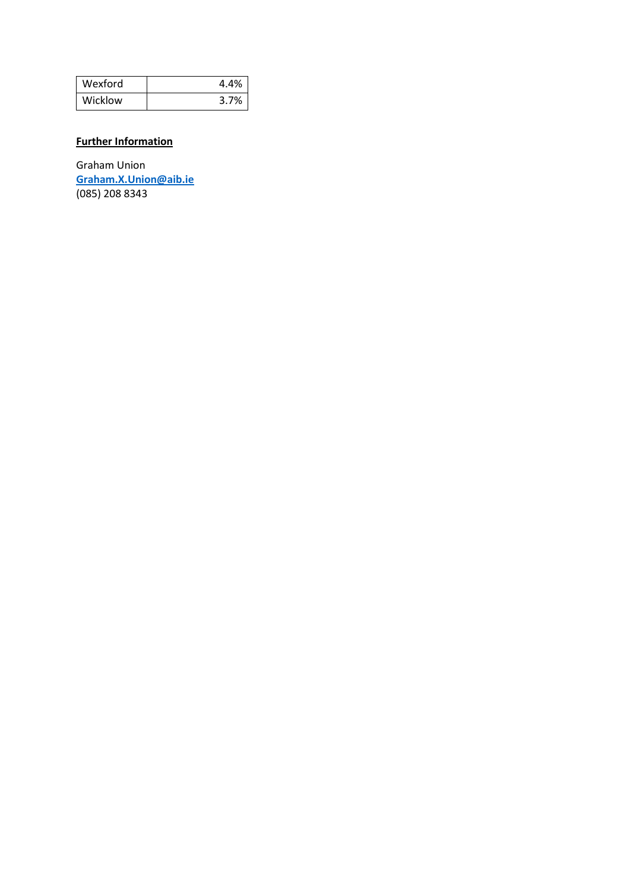| | |
|---|---|
| Wexford | 4.4% |
| Wicklow | 3.7% |

**Further Information**

Graham Union
**Graham.X.Union@aib.ie**
(085) 208 8343